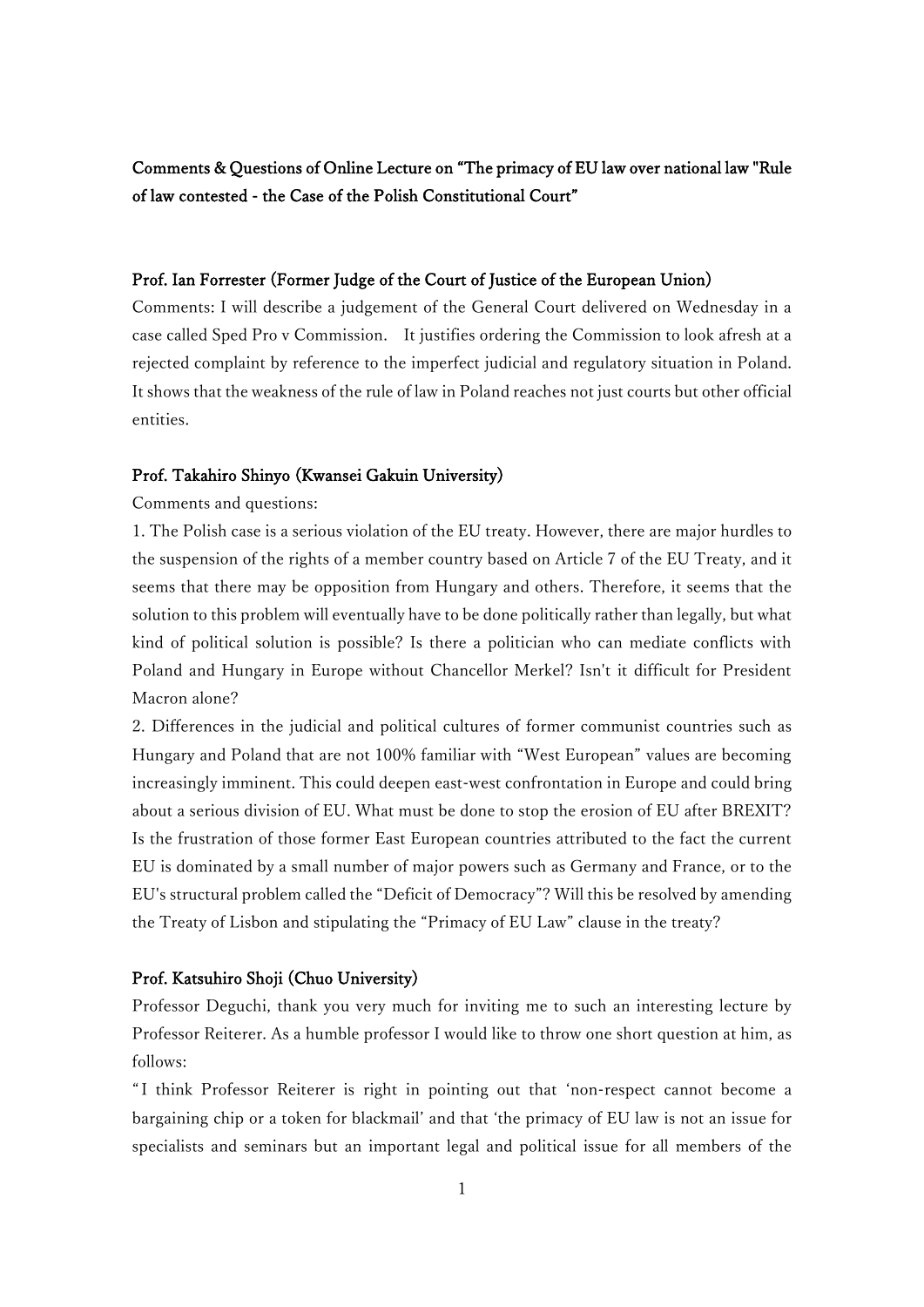# Comments & Questions of Online Lecture on "The primacy of EU law over national law "Rule of law contested - the Case of the Polish Constitutional Court"

## Prof. Ian Forrester (Former Judge of the Court of Justice of the European Union)

Comments: I will describe a judgement of the General Court delivered on Wednesday in a case called Sped Pro v Commission. It justifies ordering the Commission to look afresh at a rejected complaint by reference to the imperfect judicial and regulatory situation in Poland. It shows that the weakness of the rule of law in Poland reaches not just courts but other official entities.

## Prof. Takahiro Shinyo (Kwansei Gakuin University)

Comments and questions:

1. The Polish case is a serious violation of the EU treaty. However, there are major hurdles to the suspension of the rights of a member country based on Article 7 of the EU Treaty, and it seems that there may be opposition from Hungary and others. Therefore, it seems that the solution to this problem will eventually have to be done politically rather than legally, but what kind of political solution is possible? Is there a politician who can mediate conflicts with Poland and Hungary in Europe without Chancellor Merkel? Isn't it difficult for President Macron alone?
2. Differences in the judicial and political cultures of former communist countries such as Hungary and Poland that are not 100% familiar with "West European" values are becoming increasingly imminent. This could deepen east-west confrontation in Europe and could bring about a serious division of EU. What must be done to stop the erosion of EU after BREXIT? Is the frustration of those former East European countries attributed to the fact the current EU is dominated by a small number of major powers such as Germany and France, or to the EU's structural problem called the "Deficit of Democracy"? Will this be resolved by amending the Treaty of Lisbon and stipulating the "Primacy of EU Law" clause in the treaty?

## Prof. Katsuhiro Shoji (Chuo University)

Professor Deguchi, thank you very much for inviting me to such an interesting lecture by Professor Reiterer. As a humble professor I would like to throw one short question at him, as follows:

"I think Professor Reiterer is right in pointing out that 'non-respect cannot become a bargaining chip or a token for blackmail' and that 'the primacy of EU law is not an issue for specialists and seminars but an important legal and political issue for all members of the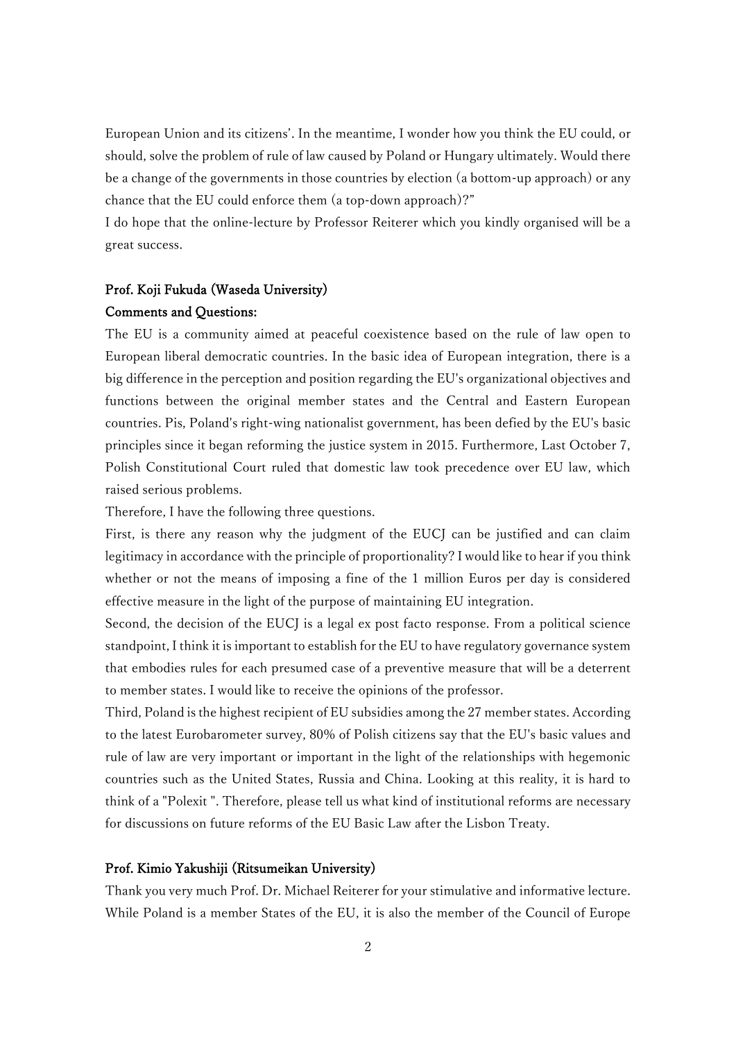European Union and its citizens'. In the meantime, I wonder how you think the EU could, or should, solve the problem of rule of law caused by Poland or Hungary ultimately. Would there be a change of the governments in those countries by election (a bottom-up approach) or any chance that the EU could enforce them (a top-down approach)?"

I do hope that the online-lecture by Professor Reiterer which you kindly organised will be a great success.

**Prof. Koji Fukuda (Waseda University)**

**Comments and Questions:**

The EU is a community aimed at peaceful coexistence based on the rule of law open to European liberal democratic countries. In the basic idea of European integration, there is a big difference in the perception and position regarding the EU's organizational objectives and functions between the original member states and the Central and Eastern European countries. Pis, Poland's right-wing nationalist government, has been defied by the EU's basic principles since it began reforming the justice system in 2015. Furthermore, Last October 7, Polish Constitutional Court ruled that domestic law took precedence over EU law, which raised serious problems.

Therefore, I have the following three questions.

First, is there any reason why the judgment of the EUCJ can be justified and can claim legitimacy in accordance with the principle of proportionality? I would like to hear if you think whether or not the means of imposing a fine of the 1 million Euros per day is considered effective measure in the light of the purpose of maintaining EU integration.

Second, the decision of the EUCJ is a legal ex post facto response. From a political science standpoint, I think it is important to establish for the EU to have regulatory governance system that embodies rules for each presumed case of a preventive measure that will be a deterrent to member states. I would like to receive the opinions of the professor.

Third, Poland is the highest recipient of EU subsidies among the 27 member states. According to the latest Eurobarometer survey, 80% of Polish citizens say that the EU's basic values and rule of law are very important or important in the light of the relationships with hegemonic countries such as the United States, Russia and China. Looking at this reality, it is hard to think of a "Polexit ". Therefore, please tell us what kind of institutional reforms are necessary for discussions on future reforms of the EU Basic Law after the Lisbon Treaty.

**Prof. Kimio Yakushiji (Ritsumeikan University)**

Thank you very much Prof. Dr. Michael Reiterer for your stimulative and informative lecture. While Poland is a member States of the EU, it is also the member of the Council of Europe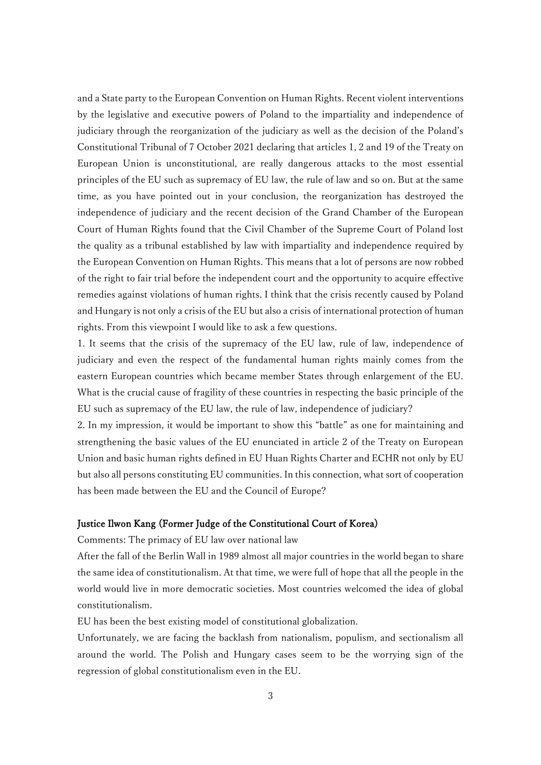and a State party to the European Convention on Human Rights. Recent violent interventions by the legislative and executive powers of Poland to the impartiality and independence of judiciary through the reorganization of the judiciary as well as the decision of the Poland's Constitutional Tribunal of 7 October 2021 declaring that articles 1, 2 and 19 of the Treaty on European Union is unconstitutional, are really dangerous attacks to the most essential principles of the EU such as supremacy of EU law, the rule of law and so on. But at the same time, as you have pointed out in your conclusion, the reorganization has destroyed the independence of judiciary and the recent decision of the Grand Chamber of the European Court of Human Rights found that the Civil Chamber of the Supreme Court of Poland lost the quality as a tribunal established by law with impartiality and independence required by the European Convention on Human Rights. This means that a lot of persons are now robbed of the right to fair trial before the independent court and the opportunity to acquire effective remedies against violations of human rights. I think that the crisis recently caused by Poland and Hungary is not only a crisis of the EU but also a crisis of international protection of human rights. From this viewpoint I would like to ask a few questions.

1. It seems that the crisis of the supremacy of the EU law, rule of law, independence of judiciary and even the respect of the fundamental human rights mainly comes from the eastern European countries which became member States through enlargement of the EU. What is the crucial cause of fragility of these countries in respecting the basic principle of the EU such as supremacy of the EU law, the rule of law, independence of judiciary?

2. In my impression, it would be important to show this "battle" as one for maintaining and strengthening the basic values of the EU enunciated in article 2 of the Treaty on European Union and basic human rights defined in EU Huan Rights Charter and ECHR not only by EU but also all persons constituting EU communities. In this connection, what sort of cooperation has been made between the EU and the Council of Europe?

**Justice Ilwon Kang (Former Judge of the Constitutional Court of Korea)**

Comments: The primacy of EU law over national law

After the fall of the Berlin Wall in 1989 almost all major countries in the world began to share the same idea of constitutionalism. At that time, we were full of hope that all the people in the world would live in more democratic societies. Most countries welcomed the idea of global constitutionalism.

EU has been the best existing model of constitutional globalization.

Unfortunately, we are facing the backlash from nationalism, populism, and sectionalism all around the world. The Polish and Hungary cases seem to be the worrying sign of the regression of global constitutionalism even in the EU.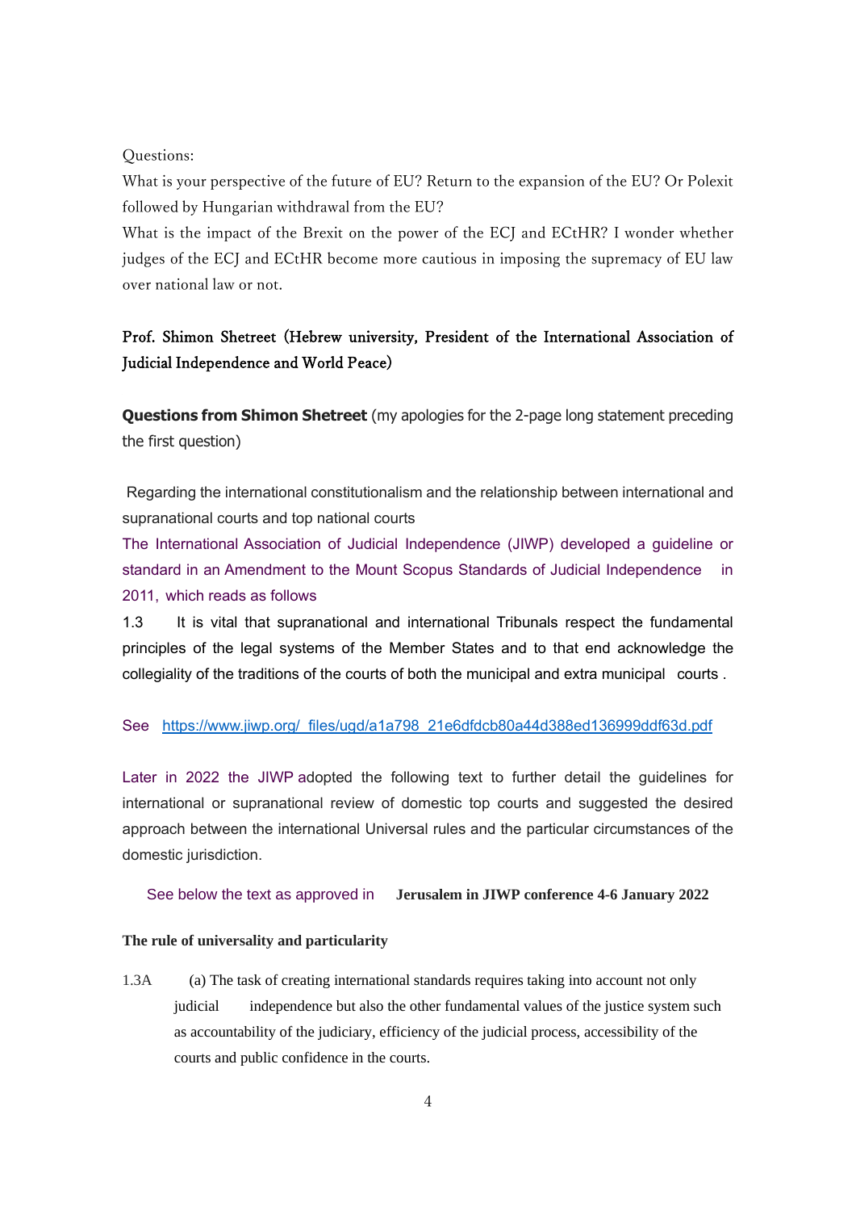Questions:

What is your perspective of the future of EU? Return to the expansion of the EU? Or Polexit followed by Hungarian withdrawal from the EU?

What is the impact of the Brexit on the power of the ECJ and ECtHR? I wonder whether judges of the ECJ and ECtHR become more cautious in imposing the supremacy of EU law over national law or not.

**Prof. Shimon Shetreet (Hebrew university, President of the International Association of Judicial Independence and World Peace)**

**Questions from Shimon Shetreet** (my apologies for the 2-page long statement preceding the first question)

Regarding the international constitutionalism and the relationship between international and supranational courts and top national courts

The International Association of Judicial Independence (JIWP) developed a guideline or standard in an Amendment to the Mount Scopus Standards of Judicial Independence in 2011, which reads as follows

1.3 It is vital that supranational and international Tribunals respect the fundamental principles of the legal systems of the Member States and to that end acknowledge the collegiality of the traditions of the courts of both the municipal and extra municipal courts .

See https://www.jiwp.org/_files/ugd/a1a798_21e6dfdcb80a44d388ed136999ddf63d.pdf

Later in 2022 the JIWP adopted the following text to further detail the guidelines for international or supranational review of domestic top courts and suggested the desired approach between the international Universal rules and the particular circumstances of the domestic jurisdiction.

See below the text as approved in **Jerusalem in JIWP conference 4-6 January 2022**

**The rule of universality and particularity**

1.3A (a) The task of creating international standards requires taking into account not only judicial independence but also the other fundamental values of the justice system such as accountability of the judiciary, efficiency of the judicial process, accessibility of the courts and public confidence in the courts.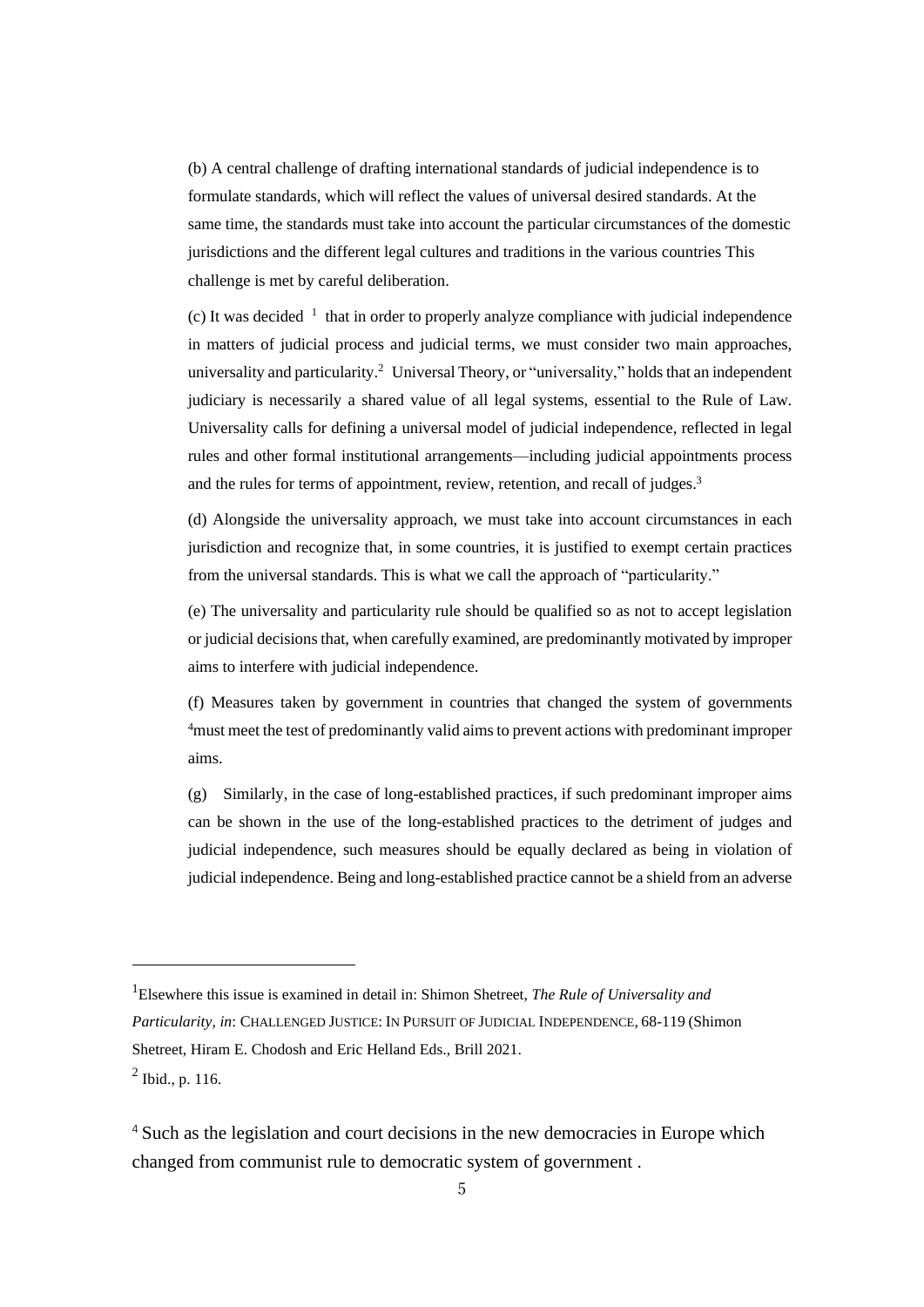(b) A central challenge of drafting international standards of judicial independence is to formulate standards, which will reflect the values of universal desired standards. At the same time, the standards must take into account the particular circumstances of the domestic jurisdictions and the different legal cultures and traditions in the various countries This challenge is met by careful deliberation.

(c) It was decided [1] that in order to properly analyze compliance with judicial independence in matters of judicial process and judicial terms, we must consider two main approaches, universality and particularity.[2] Universal Theory, or "universality," holds that an independent judiciary is necessarily a shared value of all legal systems, essential to the Rule of Law. Universality calls for defining a universal model of judicial independence, reflected in legal rules and other formal institutional arrangements—including judicial appointments process and the rules for terms of appointment, review, retention, and recall of judges.[3]

(d) Alongside the universality approach, we must take into account circumstances in each jurisdiction and recognize that, in some countries, it is justified to exempt certain practices from the universal standards. This is what we call the approach of "particularity."

(e) The universality and particularity rule should be qualified so as not to accept legislation or judicial decisions that, when carefully examined, are predominantly motivated by improper aims to interfere with judicial independence.

(f) Measures taken by government in countries that changed the system of governments [4]must meet the test of predominantly valid aims to prevent actions with predominant improper aims.

(g) Similarly, in the case of long-established practices, if such predominant improper aims can be shown in the use of the long-established practices to the detriment of judges and judicial independence, such measures should be equally declared as being in violation of judicial independence. Being and long-established practice cannot be a shield from an adverse

---

[1]Elsewhere this issue is examined in detail in: Shimon Shetreet, *The Rule of Universality and Particularity*, *in*: CHALLENGED JUSTICE: IN PURSUIT OF JUDICIAL INDEPENDENCE, 68-119 (Shimon Shetreet, Hiram E. Chodosh and Eric Helland Eds., Brill 2021.

[2] Ibid., p. 116.

[4] Such as the legislation and court decisions in the new democracies in Europe which changed from communist rule to democratic system of government .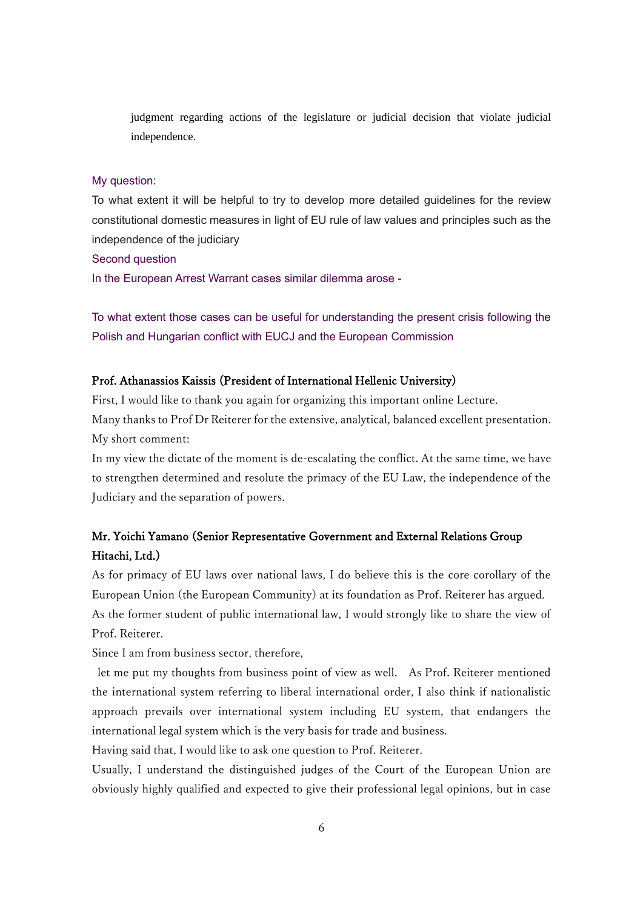judgment regarding actions of the legislature or judicial decision that violate judicial independence.

My question:

To what extent it will be helpful to try to develop more detailed guidelines for the review constitutional domestic measures in light of EU rule of law values and principles such as the independence of the judiciary

Second question

In the European Arrest Warrant cases similar dilemma arose -

To what extent those cases can be useful for understanding the present crisis following the Polish and Hungarian conflict with EUCJ and the European Commission

**Prof. Athanassios Kaissis (President of International Hellenic University)**

First, I would like to thank you again for organizing this important online Lecture.

Many thanks to Prof Dr Reiterer for the extensive, analytical, balanced excellent presentation.

My short comment:

In my view the dictate of the moment is de-escalating the conflict. At the same time, we have to strengthen determined and resolute the primacy of the EU Law, the independence of the Judiciary and the separation of powers.

**Mr. Yoichi Yamano (Senior Representative Government and External Relations Group Hitachi, Ltd.)**

As for primacy of EU laws over national laws, I do believe this is the core corollary of the European Union (the European Community) at its foundation as Prof. Reiterer has argued.

As the former student of public international law, I would strongly like to share the view of Prof. Reiterer.

Since I am from business sector, therefore,

let me put my thoughts from business point of view as well. As Prof. Reiterer mentioned the international system referring to liberal international order, I also think if nationalistic approach prevails over international system including EU system, that endangers the international legal system which is the very basis for trade and business.

Having said that, I would like to ask one question to Prof. Reiterer.

Usually, I understand the distinguished judges of the Court of the European Union are obviously highly qualified and expected to give their professional legal opinions, but in case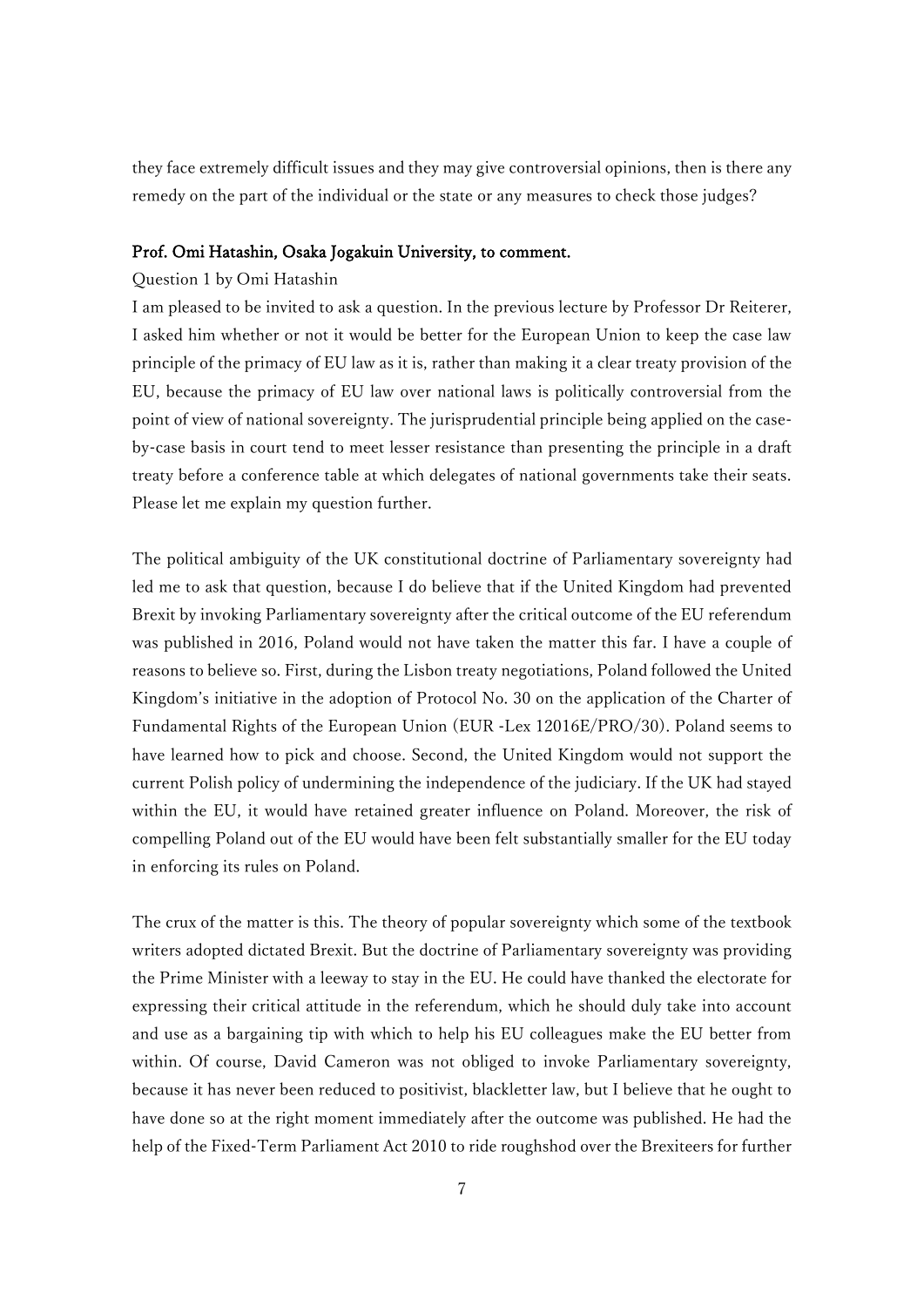they face extremely difficult issues and they may give controversial opinions, then is there any remedy on the part of the individual or the state or any measures to check those judges?

**Prof. Omi Hatashin, Osaka Jogakuin University, to comment.**

Question 1 by Omi Hatashin

I am pleased to be invited to ask a question. In the previous lecture by Professor Dr Reiterer, I asked him whether or not it would be better for the European Union to keep the case law principle of the primacy of EU law as it is, rather than making it a clear treaty provision of the EU, because the primacy of EU law over national laws is politically controversial from the point of view of national sovereignty. The jurisprudential principle being applied on the case-by-case basis in court tend to meet lesser resistance than presenting the principle in a draft treaty before a conference table at which delegates of national governments take their seats. Please let me explain my question further.

The political ambiguity of the UK constitutional doctrine of Parliamentary sovereignty had led me to ask that question, because I do believe that if the United Kingdom had prevented Brexit by invoking Parliamentary sovereignty after the critical outcome of the EU referendum was published in 2016, Poland would not have taken the matter this far. I have a couple of reasons to believe so. First, during the Lisbon treaty negotiations, Poland followed the United Kingdom's initiative in the adoption of Protocol No. 30 on the application of the Charter of Fundamental Rights of the European Union (EUR -Lex 12016E/PRO/30). Poland seems to have learned how to pick and choose. Second, the United Kingdom would not support the current Polish policy of undermining the independence of the judiciary. If the UK had stayed within the EU, it would have retained greater influence on Poland. Moreover, the risk of compelling Poland out of the EU would have been felt substantially smaller for the EU today in enforcing its rules on Poland.

The crux of the matter is this. The theory of popular sovereignty which some of the textbook writers adopted dictated Brexit. But the doctrine of Parliamentary sovereignty was providing the Prime Minister with a leeway to stay in the EU. He could have thanked the electorate for expressing their critical attitude in the referendum, which he should duly take into account and use as a bargaining tip with which to help his EU colleagues make the EU better from within. Of course, David Cameron was not obliged to invoke Parliamentary sovereignty, because it has never been reduced to positivist, blackletter law, but I believe that he ought to have done so at the right moment immediately after the outcome was published. He had the help of the Fixed-Term Parliament Act 2010 to ride roughshod over the Brexiteers for further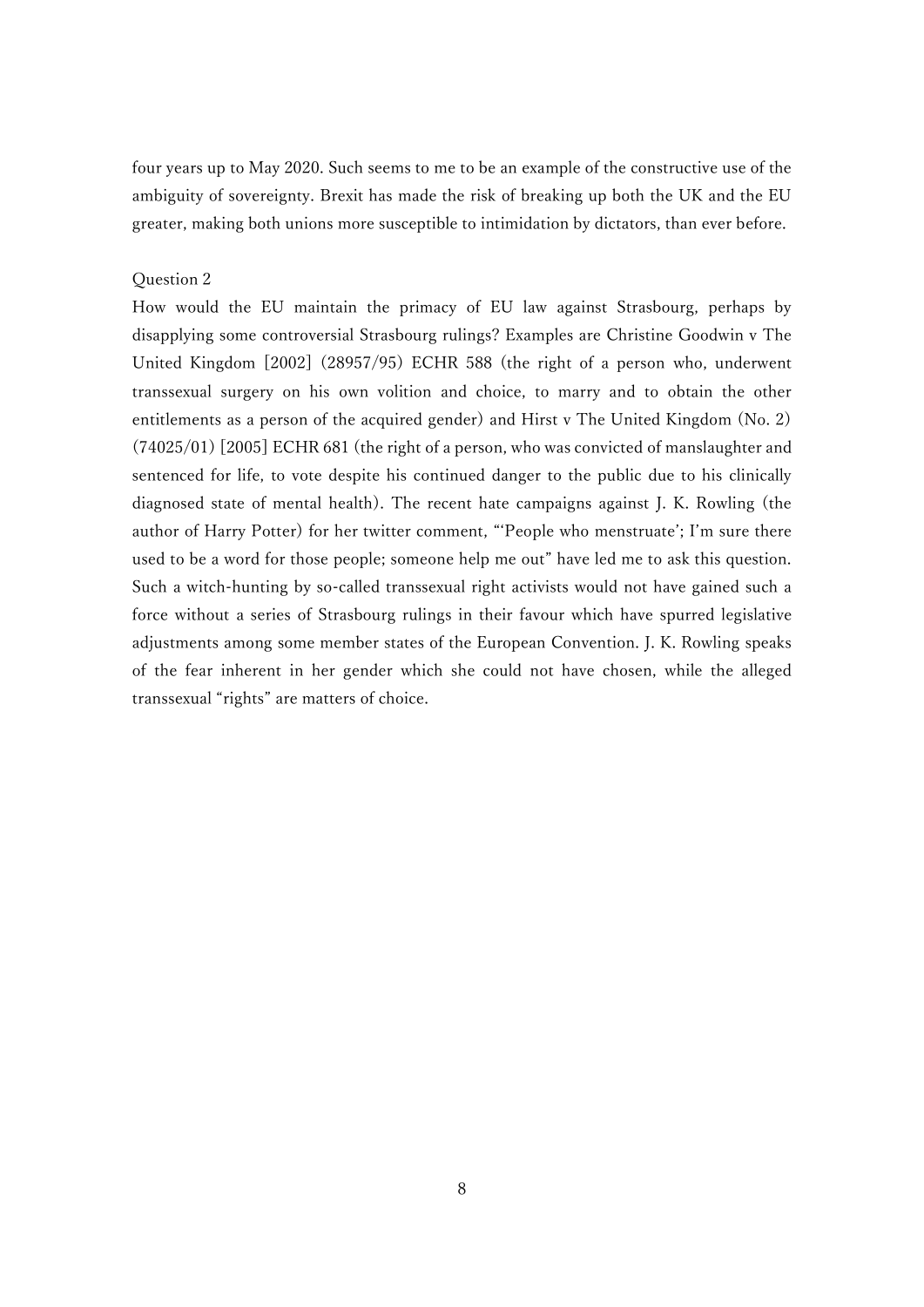four years up to May 2020. Such seems to me to be an example of the constructive use of the ambiguity of sovereignty. Brexit has made the risk of breaking up both the UK and the EU greater, making both unions more susceptible to intimidation by dictators, than ever before.

Question 2

How would the EU maintain the primacy of EU law against Strasbourg, perhaps by disapplying some controversial Strasbourg rulings? Examples are Christine Goodwin v The United Kingdom [2002] (28957/95) ECHR 588 (the right of a person who, underwent transsexual surgery on his own volition and choice, to marry and to obtain the other entitlements as a person of the acquired gender) and Hirst v The United Kingdom (No. 2) (74025/01) [2005] ECHR 681 (the right of a person, who was convicted of manslaughter and sentenced for life, to vote despite his continued danger to the public due to his clinically diagnosed state of mental health). The recent hate campaigns against J. K. Rowling (the author of Harry Potter) for her twitter comment, "'People who menstruate'; I'm sure there used to be a word for those people; someone help me out" have led me to ask this question. Such a witch-hunting by so-called transsexual right activists would not have gained such a force without a series of Strasbourg rulings in their favour which have spurred legislative adjustments among some member states of the European Convention. J. K. Rowling speaks of the fear inherent in her gender which she could not have chosen, while the alleged transsexual "rights" are matters of choice.